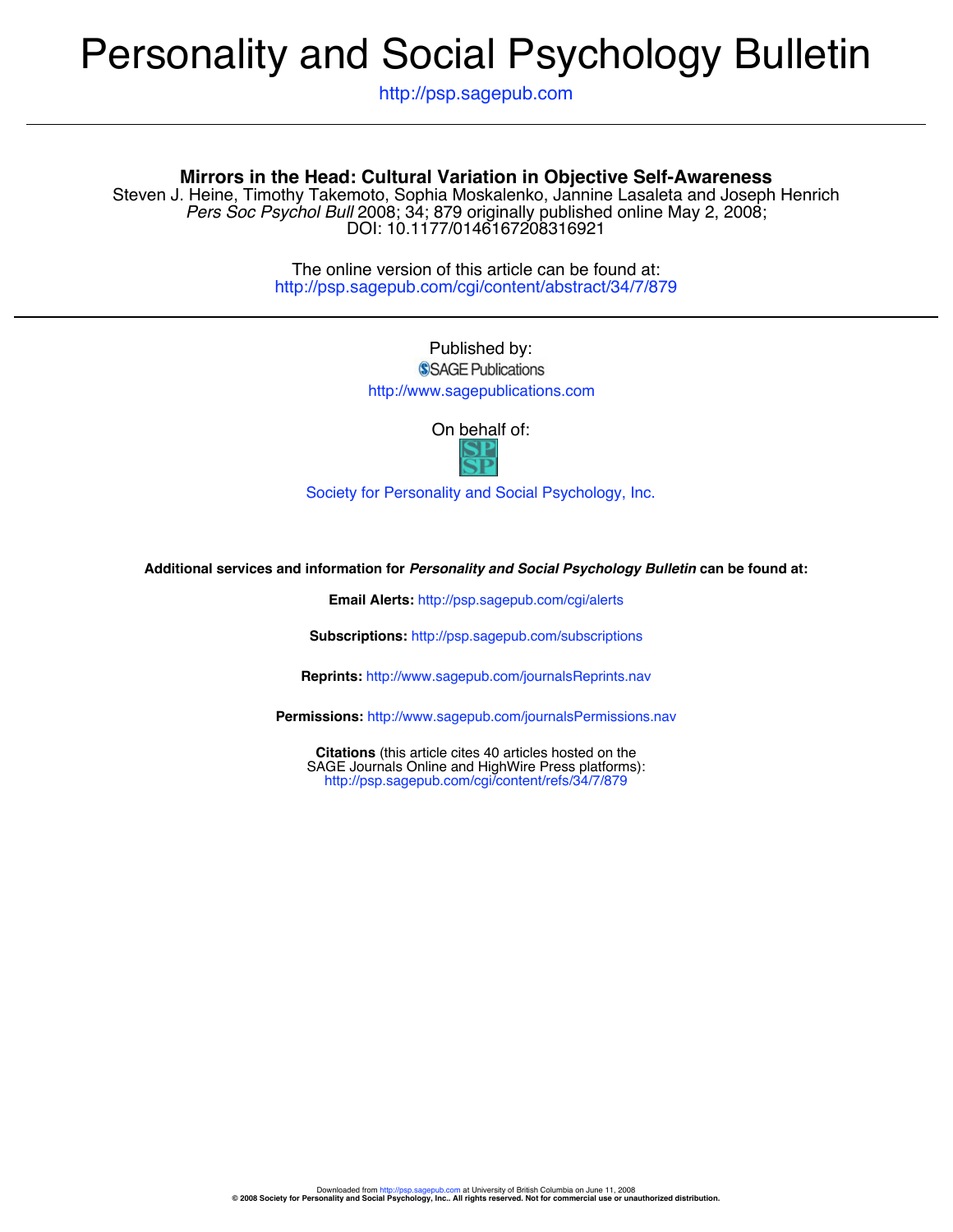# Personality and Social Psychology Bulletin

http://psp.sagepub.com

## Mirrors in the Head: Cultural Variation in Objective Self-Awareness

Steven J. Heine, Timothy Takemoto, Sophia Moskalenko, Jannine Lasaleta and Joseph Henrich

*Pers Soc Psychol Bull* 2008; 34; 879 originally published online May 2, 2008;

DOI: 10.1177/0146167208316921

The online version of this article can be found at:

http://psp.sagepub.com/cgi/content/abstract/34/7/879

Published by:

SAGE Publications

http://www.sagepublications.com

On behalf of:

Society for Personality and Social Psychology, Inc.

**Additional services and information for *Personality and Social Psychology Bulletin* can be found at:**

**Email Alerts:** http://psp.sagepub.com/cgi/alerts

**Subscriptions:** http://psp.sagepub.com/subscriptions

**Reprints:** http://www.sagepub.com/journalsReprints.nav

**Permissions:** http://www.sagepub.com/journalsPermissions.nav

**Citations** (this article cites 40 articles hosted on the SAGE Journals Online and HighWire Press platforms):
http://psp.sagepub.com/cgi/content/refs/34/7/879

Downloaded from http://psp.sagepub.com at University of British Columbia on June 11, 2008

**© 2008 Society for Personality and Social Psychology, Inc.. All rights reserved. Not for commercial use or unauthorized distribution.**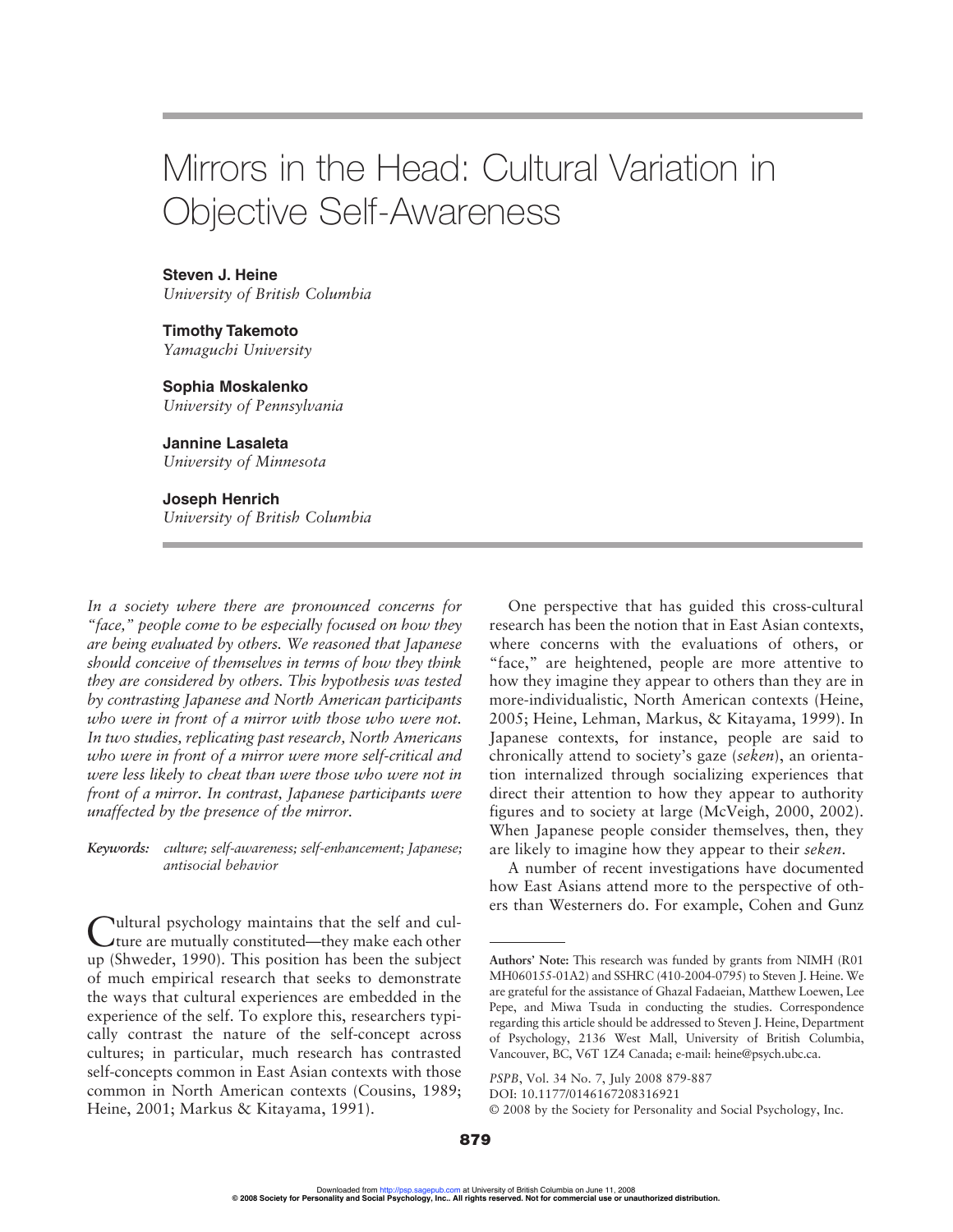# Mirrors in the Head: Cultural Variation in Objective Self-Awareness

**Steven J. Heine**
*University of British Columbia*

**Timothy Takemoto**
*Yamaguchi University*

**Sophia Moskalenko**
*University of Pennsylvania*

**Jannine Lasaleta**
*University of Minnesota*

**Joseph Henrich**
*University of British Columbia*

*In a society where there are pronounced concerns for "face," people come to be especially focused on how they are being evaluated by others. We reasoned that Japanese should conceive of themselves in terms of how they think they are considered by others. This hypothesis was tested by contrasting Japanese and North American participants who were in front of a mirror with those who were not. In two studies, replicating past research, North Americans who were in front of a mirror were more self-critical and were less likely to cheat than were those who were not in front of a mirror. In contrast, Japanese participants were unaffected by the presence of the mirror.*

***Keywords:*** *culture; self-awareness; self-enhancement; Japanese; antisocial behavior*

Cultural psychology maintains that the self and culture are mutually constituted—they make each other up (Shweder, 1990). This position has been the subject of much empirical research that seeks to demonstrate the ways that cultural experiences are embedded in the experience of the self. To explore this, researchers typically contrast the nature of the self-concept across cultures; in particular, much research has contrasted self-concepts common in East Asian contexts with those common in North American contexts (Cousins, 1989; Heine, 2001; Markus & Kitayama, 1991).

One perspective that has guided this cross-cultural research has been the notion that in East Asian contexts, where concerns with the evaluations of others, or "face," are heightened, people are more attentive to how they imagine they appear to others than they are in more-individualistic, North American contexts (Heine, 2005; Heine, Lehman, Markus, & Kitayama, 1999). In Japanese contexts, for instance, people are said to chronically attend to society's gaze (*seken*), an orientation internalized through socializing experiences that direct their attention to how they appear to authority figures and to society at large (McVeigh, 2000, 2002). When Japanese people consider themselves, then, they are likely to imagine how they appear to their *seken*.

A number of recent investigations have documented how East Asians attend more to the perspective of others than Westerners do. For example, Cohen and Gunz

---

**Authors' Note:** This research was funded by grants from NIMH (R01 MH060155-01A2) and SSHRC (410-2004-0795) to Steven J. Heine. We are grateful for the assistance of Ghazal Fadaeian, Matthew Loewen, Lee Pepe, and Miwa Tsuda in conducting the studies. Correspondence regarding this article should be addressed to Steven J. Heine, Department of Psychology, 2136 West Mall, University of British Columbia, Vancouver, BC, V6T 1Z4 Canada; e-mail: heine@psych.ubc.ca.

*PSPB*, Vol. 34 No. 7, July 2008 879-887
DOI: 10.1177/0146167208316921
© 2008 by the Society for Personality and Social Psychology, Inc.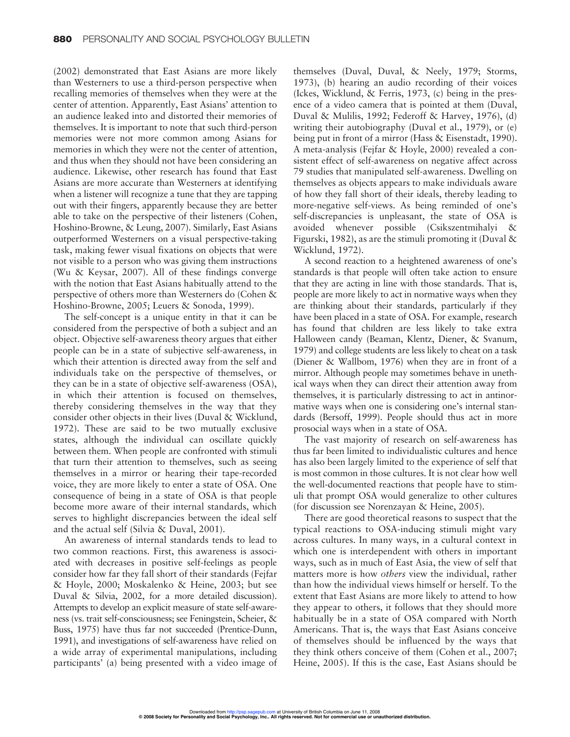(2002) demonstrated that East Asians are more likely than Westerners to use a third-person perspective when recalling memories of themselves when they were at the center of attention. Apparently, East Asians' attention to an audience leaked into and distorted their memories of themselves. It is important to note that such third-person memories were not more common among Asians for memories in which they were not the center of attention, and thus when they should not have been considering an audience. Likewise, other research has found that East Asians are more accurate than Westerners at identifying when a listener will recognize a tune that they are tapping out with their fingers, apparently because they are better able to take on the perspective of their listeners (Cohen, Hoshino-Browne, & Leung, 2007). Similarly, East Asians outperformed Westerners on a visual perspective-taking task, making fewer visual fixations on objects that were not visible to a person who was giving them instructions (Wu & Keysar, 2007). All of these findings converge with the notion that East Asians habitually attend to the perspective of others more than Westerners do (Cohen & Hoshino-Browne, 2005; Leuers & Sonoda, 1999).

The self-concept is a unique entity in that it can be considered from the perspective of both a subject and an object. Objective self-awareness theory argues that either people can be in a state of subjective self-awareness, in which their attention is directed away from the self and individuals take on the perspective of themselves, or they can be in a state of objective self-awareness (OSA), in which their attention is focused on themselves, thereby considering themselves in the way that they consider other objects in their lives (Duval & Wicklund, 1972). These are said to be two mutually exclusive states, although the individual can oscillate quickly between them. When people are confronted with stimuli that turn their attention to themselves, such as seeing themselves in a mirror or hearing their tape-recorded voice, they are more likely to enter a state of OSA. One consequence of being in a state of OSA is that people become more aware of their internal standards, which serves to highlight discrepancies between the ideal self and the actual self (Silvia & Duval, 2001).

An awareness of internal standards tends to lead to two common reactions. First, this awareness is associated with decreases in positive self-feelings as people consider how far they fall short of their standards (Fejfar & Hoyle, 2000; Moskalenko & Heine, 2003; but see Duval & Silvia, 2002, for a more detailed discussion). Attempts to develop an explicit measure of state self-awareness (vs. trait self-consciousness; see Feningstein, Scheier, & Buss, 1975) have thus far not succeeded (Prentice-Dunn, 1991), and investigations of self-awareness have relied on a wide array of experimental manipulations, including participants' (a) being presented with a video image of themselves (Duval, Duval, & Neely, 1979; Storms, 1973), (b) hearing an audio recording of their voices (Ickes, Wicklund, & Ferris, 1973, (c) being in the presence of a video camera that is pointed at them (Duval, Duval & Mulilis, 1992; Federoff & Harvey, 1976), (d) writing their autobiography (Duval et al., 1979), or (e) being put in front of a mirror (Hass & Eisenstadt, 1990). A meta-analysis (Fejfar & Hoyle, 2000) revealed a consistent effect of self-awareness on negative affect across 79 studies that manipulated self-awareness. Dwelling on themselves as objects appears to make individuals aware of how they fall short of their ideals, thereby leading to more-negative self-views. As being reminded of one's self-discrepancies is unpleasant, the state of OSA is avoided whenever possible (Csikszentmihalyi & Figurski, 1982), as are the stimuli promoting it (Duval & Wicklund, 1972).

A second reaction to a heightened awareness of one's standards is that people will often take action to ensure that they are acting in line with those standards. That is, people are more likely to act in normative ways when they are thinking about their standards, particularly if they have been placed in a state of OSA. For example, research has found that children are less likely to take extra Halloween candy (Beaman, Klentz, Diener, & Svanum, 1979) and college students are less likely to cheat on a task (Diener & Wallbom, 1976) when they are in front of a mirror. Although people may sometimes behave in unethical ways when they can direct their attention away from themselves, it is particularly distressing to act in antinormative ways when one is considering one's internal standards (Bersoff, 1999). People should thus act in more prosocial ways when in a state of OSA.

The vast majority of research on self-awareness has thus far been limited to individualistic cultures and hence has also been largely limited to the experience of self that is most common in those cultures. It is not clear how well the well-documented reactions that people have to stimuli that prompt OSA would generalize to other cultures (for discussion see Norenzayan & Heine, 2005).

There are good theoretical reasons to suspect that the typical reactions to OSA-inducing stimuli might vary across cultures. In many ways, in a cultural context in which one is interdependent with others in important ways, such as in much of East Asia, the view of self that matters more is how *others* view the individual, rather than how the individual views himself or herself. To the extent that East Asians are more likely to attend to how they appear to others, it follows that they should more habitually be in a state of OSA compared with North Americans. That is, the ways that East Asians conceive of themselves should be influenced by the ways that they think others conceive of them (Cohen et al., 2007; Heine, 2005). If this is the case, East Asians should be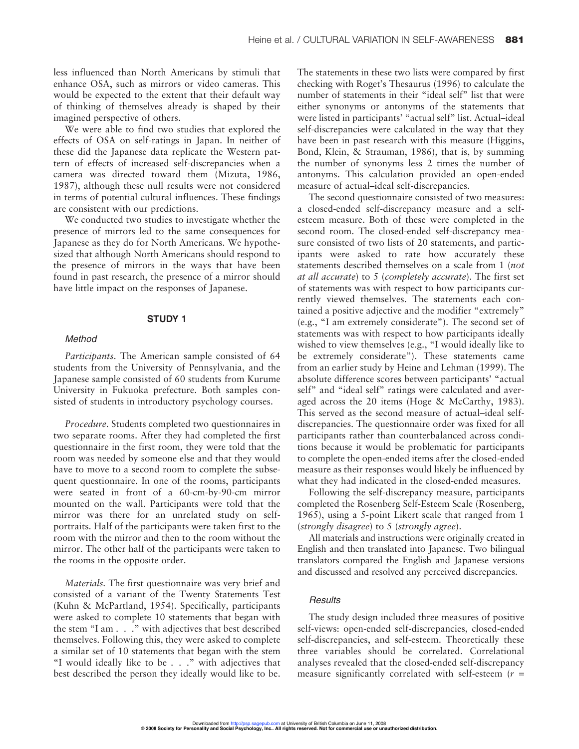less influenced than North Americans by stimuli that enhance OSA, such as mirrors or video cameras. This would be expected to the extent that their default way of thinking of themselves already is shaped by their imagined perspective of others.

We were able to find two studies that explored the effects of OSA on self-ratings in Japan. In neither of these did the Japanese data replicate the Western pattern of effects of increased self-discrepancies when a camera was directed toward them (Mizuta, 1986, 1987), although these null results were not considered in terms of potential cultural influences. These findings are consistent with our predictions.

We conducted two studies to investigate whether the presence of mirrors led to the same consequences for Japanese as they do for North Americans. We hypothesized that although North Americans should respond to the presence of mirrors in the ways that have been found in past research, the presence of a mirror should have little impact on the responses of Japanese.

## STUDY 1

### Method

*Participants.* The American sample consisted of 64 students from the University of Pennsylvania, and the Japanese sample consisted of 60 students from Kurume University in Fukuoka prefecture. Both samples consisted of students in introductory psychology courses.

*Procedure.* Students completed two questionnaires in two separate rooms. After they had completed the first questionnaire in the first room, they were told that the room was needed by someone else and that they would have to move to a second room to complete the subsequent questionnaire. In one of the rooms, participants were seated in front of a 60-cm-by-90-cm mirror mounted on the wall. Participants were told that the mirror was there for an unrelated study on self-portraits. Half of the participants were taken first to the room with the mirror and then to the room without the mirror. The other half of the participants were taken to the rooms in the opposite order.

*Materials.* The first questionnaire was very brief and consisted of a variant of the Twenty Statements Test (Kuhn & McPartland, 1954). Specifically, participants were asked to complete 10 statements that began with the stem "I am . . ." with adjectives that best described themselves. Following this, they were asked to complete a similar set of 10 statements that began with the stem "I would ideally like to be . . ." with adjectives that best described the person they ideally would like to be. The statements in these two lists were compared by first checking with Roget's Thesaurus (1996) to calculate the number of statements in their "ideal self" list that were either synonyms or antonyms of the statements that were listed in participants' "actual self" list. Actual–ideal self-discrepancies were calculated in the way that they have been in past research with this measure (Higgins, Bond, Klein, & Strauman, 1986), that is, by summing the number of synonyms less 2 times the number of antonyms. This calculation provided an open-ended measure of actual–ideal self-discrepancies.

The second questionnaire consisted of two measures: a closed-ended self-discrepancy measure and a self-esteem measure. Both of these were completed in the second room. The closed-ended self-discrepancy measure consisted of two lists of 20 statements, and participants were asked to rate how accurately these statements described themselves on a scale from 1 (*not at all accurate*) to 5 (*completely accurate*). The first set of statements was with respect to how participants currently viewed themselves. The statements each contained a positive adjective and the modifier "extremely" (e.g., "I am extremely considerate"). The second set of statements was with respect to how participants ideally wished to view themselves (e.g., "I would ideally like to be extremely considerate"). These statements came from an earlier study by Heine and Lehman (1999). The absolute difference scores between participants' "actual self" and "ideal self" ratings were calculated and averaged across the 20 items (Hoge & McCarthy, 1983). This served as the second measure of actual–ideal self-discrepancies. The questionnaire order was fixed for all participants rather than counterbalanced across conditions because it would be problematic for participants to complete the open-ended items after the closed-ended measure as their responses would likely be influenced by what they had indicated in the closed-ended measures.

Following the self-discrepancy measure, participants completed the Rosenberg Self-Esteem Scale (Rosenberg, 1965), using a 5-point Likert scale that ranged from 1 (*strongly disagree*) to 5 (*strongly agree*).

All materials and instructions were originally created in English and then translated into Japanese. Two bilingual translators compared the English and Japanese versions and discussed and resolved any perceived discrepancies.

### Results

The study design included three measures of positive self-views: open-ended self-discrepancies, closed-ended self-discrepancies, and self-esteem. Theoretically these three variables should be correlated. Correlational analyses revealed that the closed-ended self-discrepancy measure significantly correlated with self-esteem ($r$ =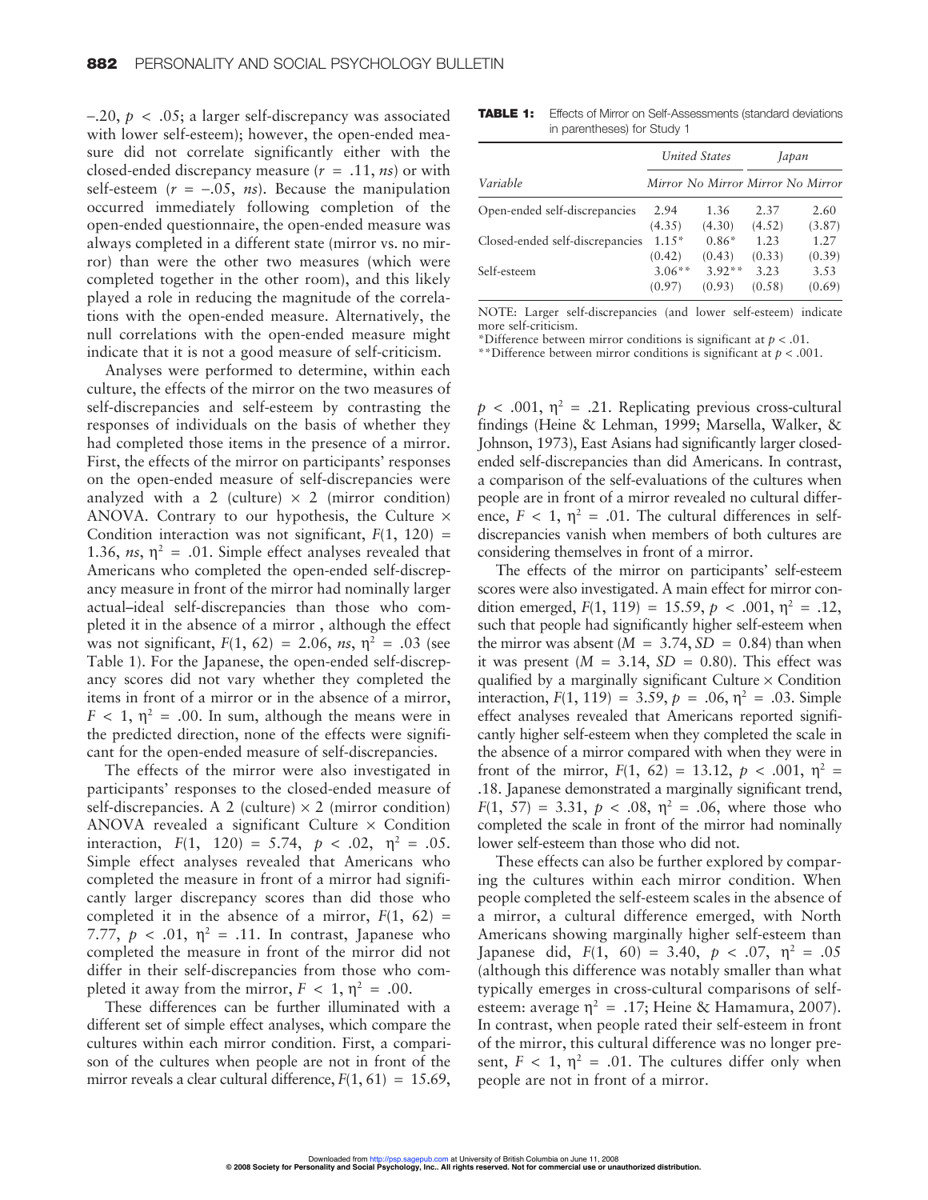–.20, $p < .05$; a larger self-discrepancy was associated with lower self-esteem); however, the open-ended measure did not correlate significantly either with the closed-ended discrepancy measure ($r = .11$, *ns*) or with self-esteem ($r = -.05$, *ns*). Because the manipulation occurred immediately following completion of the open-ended questionnaire, the open-ended measure was always completed in a different state (mirror vs. no mirror) than were the other two measures (which were completed together in the other room), and this likely played a role in reducing the magnitude of the correlations with the open-ended measure. Alternatively, the null correlations with the open-ended measure might indicate that it is not a good measure of self-criticism.

Analyses were performed to determine, within each culture, the effects of the mirror on the two measures of self-discrepancies and self-esteem by contrasting the responses of individuals on the basis of whether they had completed those items in the presence of a mirror. First, the effects of the mirror on participants' responses on the open-ended measure of self-discrepancies were analyzed with a 2 (culture) × 2 (mirror condition) ANOVA. Contrary to our hypothesis, the Culture × Condition interaction was not significant, $F(1, 120) = 1.36$, *ns*, $\eta^2 = .01$. Simple effect analyses revealed that Americans who completed the open-ended self-discrepancy measure in front of the mirror had nominally larger actual–ideal self-discrepancies than those who completed it in the absence of a mirror , although the effect was not significant, $F(1, 62) = 2.06$, *ns*, $\eta^2 = .03$ (see Table 1). For the Japanese, the open-ended self-discrepancy scores did not vary whether they completed the items in front of a mirror or in the absence of a mirror, $F < 1$, $\eta^2 = .00$. In sum, although the means were in the predicted direction, none of the effects were significant for the open-ended measure of self-discrepancies.

The effects of the mirror were also investigated in participants' responses to the closed-ended measure of self-discrepancies. A 2 (culture) × 2 (mirror condition) ANOVA revealed a significant Culture × Condition interaction, $F(1, 120) = 5.74$, $p < .02$, $\eta^2 = .05$. Simple effect analyses revealed that Americans who completed the measure in front of a mirror had significantly larger discrepancy scores than did those who completed it in the absence of a mirror, $F(1, 62) = 7.77$, $p < .01$, $\eta^2 = .11$. In contrast, Japanese who completed the measure in front of the mirror did not differ in their self-discrepancies from those who completed it away from the mirror, $F < 1$, $\eta^2 = .00$.

These differences can be further illuminated with a different set of simple effect analyses, which compare the cultures within each mirror condition. First, a comparison of the cultures when people are not in front of the mirror reveals a clear cultural difference, $F(1, 61) = 15.69$, $p < .001$, $\eta^2 = .21$. Replicating previous cross-cultural findings (Heine & Lehman, 1999; Marsella, Walker, & Johnson, 1973), East Asians had significantly larger closed-ended self-discrepancies than did Americans. In contrast, a comparison of the self-evaluations of the cultures when people are in front of a mirror revealed no cultural difference, $F < 1$, $\eta^2 = .01$. The cultural differences in self-discrepancies vanish when members of both cultures are considering themselves in front of a mirror.

**TABLE 1:** Effects of Mirror on Self-Assessments (standard deviations in parentheses) for Study 1

| | *United States* | | *Japan* | |
|---|---|---|---|---|
| *Variable* | *Mirror* | *No Mirror* | *Mirror* | *No Mirror* |
| Open-ended self-discrepancies | 2.94 | 1.36 | 2.37 | 2.60 |
| | (4.35) | (4.30) | (4.52) | (3.87) |
| Closed-ended self-discrepancies | 1.15* | 0.86* | 1.23 | 1.27 |
| | (0.42) | (0.43) | (0.33) | (0.39) |
| Self-esteem | 3.06** | 3.92** | 3.23 | 3.53 |
| | (0.97) | (0.93) | (0.58) | (0.69) |

NOTE: Larger self-discrepancies (and lower self-esteem) indicate more self-criticism.
*Difference between mirror conditions is significant at $p < .01$.
**Difference between mirror conditions is significant at $p < .001$.

The effects of the mirror on participants' self-esteem scores were also investigated. A main effect for mirror condition emerged, $F(1, 119) = 15.59$, $p < .001$, $\eta^2 = .12$, such that people had significantly higher self-esteem when the mirror was absent ($M = 3.74$, $SD = 0.84$) than when it was present ($M = 3.14$, $SD = 0.80$). This effect was qualified by a marginally significant Culture × Condition interaction, $F(1, 119) = 3.59$, $p = .06$, $\eta^2 = .03$. Simple effect analyses revealed that Americans reported significantly higher self-esteem when they completed the scale in the absence of a mirror compared with when they were in front of the mirror, $F(1, 62) = 13.12$, $p < .001$, $\eta^2 = .18$. Japanese demonstrated a marginally significant trend, $F(1, 57) = 3.31$, $p < .08$, $\eta^2 = .06$, where those who completed the scale in front of the mirror had nominally lower self-esteem than those who did not.

These effects can also be further explored by comparing the cultures within each mirror condition. When people completed the self-esteem scales in the absence of a mirror, a cultural difference emerged, with North Americans showing marginally higher self-esteem than Japanese did, $F(1, 60) = 3.40$, $p < .07$, $\eta^2 = .05$ (although this difference was notably smaller than what typically emerges in cross-cultural comparisons of self-esteem: average $\eta^2 = .17$; Heine & Hamamura, 2007). In contrast, when people rated their self-esteem in front of the mirror, this cultural difference was no longer present, $F < 1$, $\eta^2 = .01$. The cultures differ only when people are not in front of a mirror.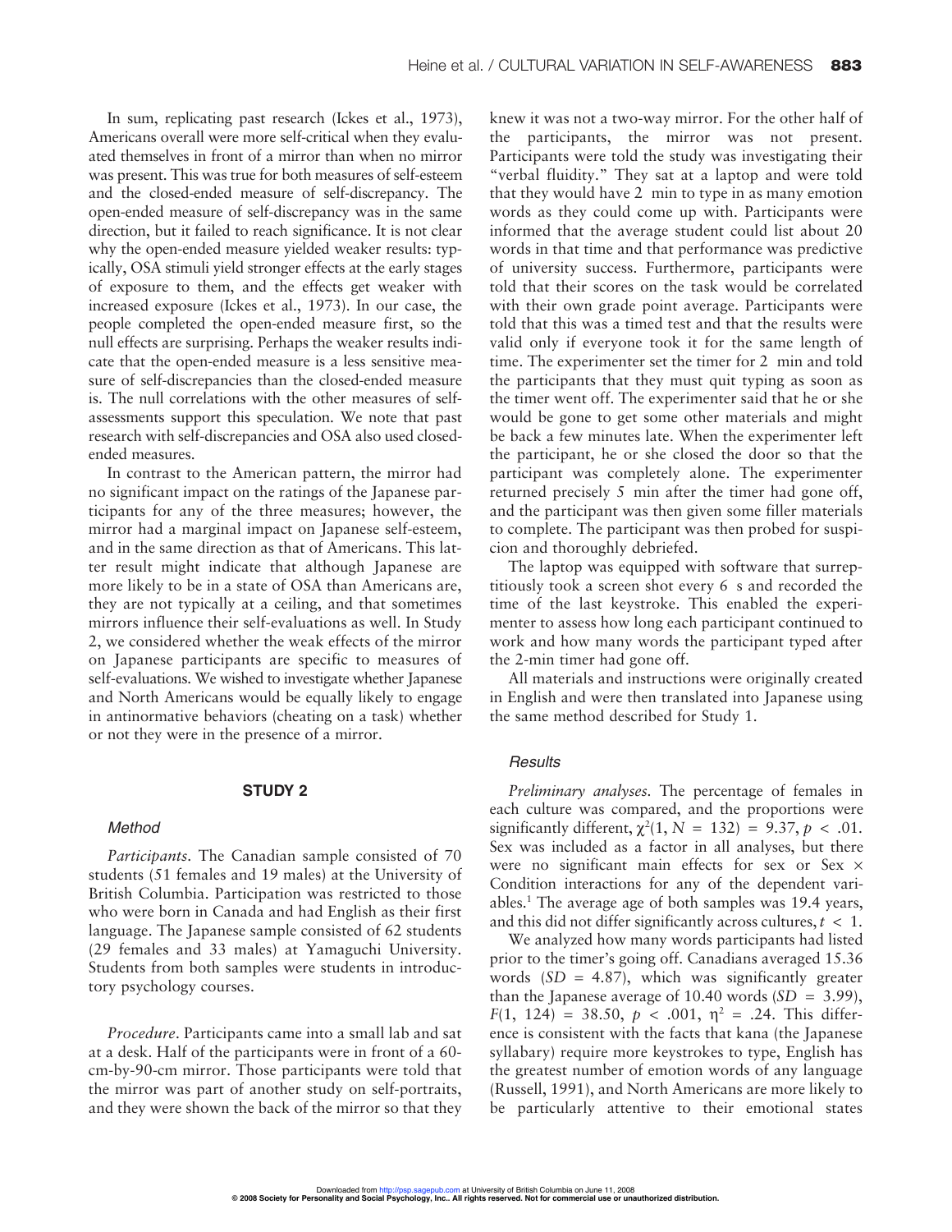In sum, replicating past research (Ickes et al., 1973), Americans overall were more self-critical when they evaluated themselves in front of a mirror than when no mirror was present. This was true for both measures of self-esteem and the closed-ended measure of self-discrepancy. The open-ended measure of self-discrepancy was in the same direction, but it failed to reach significance. It is not clear why the open-ended measure yielded weaker results: typically, OSA stimuli yield stronger effects at the early stages of exposure to them, and the effects get weaker with increased exposure (Ickes et al., 1973). In our case, the people completed the open-ended measure first, so the null effects are surprising. Perhaps the weaker results indicate that the open-ended measure is a less sensitive measure of self-discrepancies than the closed-ended measure is. The null correlations with the other measures of self-assessments support this speculation. We note that past research with self-discrepancies and OSA also used closed-ended measures.

In contrast to the American pattern, the mirror had no significant impact on the ratings of the Japanese participants for any of the three measures; however, the mirror had a marginal impact on Japanese self-esteem, and in the same direction as that of Americans. This latter result might indicate that although Japanese are more likely to be in a state of OSA than Americans are, they are not typically at a ceiling, and that sometimes mirrors influence their self-evaluations as well. In Study 2, we considered whether the weak effects of the mirror on Japanese participants are specific to measures of self-evaluations. We wished to investigate whether Japanese and North Americans would be equally likely to engage in antinormative behaviors (cheating on a task) whether or not they were in the presence of a mirror.

## STUDY 2

### Method

*Participants*. The Canadian sample consisted of 70 students (51 females and 19 males) at the University of British Columbia. Participation was restricted to those who were born in Canada and had English as their first language. The Japanese sample consisted of 62 students (29 females and 33 males) at Yamaguchi University. Students from both samples were students in introductory psychology courses.

*Procedure*. Participants came into a small lab and sat at a desk. Half of the participants were in front of a 60-cm-by-90-cm mirror. Those participants were told that the mirror was part of another study on self-portraits, and they were shown the back of the mirror so that they knew it was not a two-way mirror. For the other half of the participants, the mirror was not present. Participants were told the study was investigating their "verbal fluidity." They sat at a laptop and were told that they would have 2 min to type in as many emotion words as they could come up with. Participants were informed that the average student could list about 20 words in that time and that performance was predictive of university success. Furthermore, participants were told that their scores on the task would be correlated with their own grade point average. Participants were told that this was a timed test and that the results were valid only if everyone took it for the same length of time. The experimenter set the timer for 2 min and told the participants that they must quit typing as soon as the timer went off. The experimenter said that he or she would be gone to get some other materials and might be back a few minutes late. When the experimenter left the participant, he or she closed the door so that the participant was completely alone. The experimenter returned precisely 5 min after the timer had gone off, and the participant was then given some filler materials to complete. The participant was then probed for suspicion and thoroughly debriefed.

The laptop was equipped with software that surreptitiously took a screen shot every 6 s and recorded the time of the last keystroke. This enabled the experimenter to assess how long each participant continued to work and how many words the participant typed after the 2-min timer had gone off.

All materials and instructions were originally created in English and were then translated into Japanese using the same method described for Study 1.

### Results

*Preliminary analyses*. The percentage of females in each culture was compared, and the proportions were significantly different, $\chi^2(1, N = 132) = 9.37, p < .01$. Sex was included as a factor in all analyses, but there were no significant main effects for sex or Sex × Condition interactions for any of the dependent variables.[1] The average age of both samples was 19.4 years, and this did not differ significantly across cultures, $t < 1$.

We analyzed how many words participants had listed prior to the timer's going off. Canadians averaged 15.36 words ($SD = 4.87$), which was significantly greater than the Japanese average of 10.40 words ($SD = 3.99$), $F(1, 124) = 38.50, p < .001, \eta^2 = .24$. This difference is consistent with the facts that kana (the Japanese syllabary) require more keystrokes to type, English has the greatest number of emotion words of any language (Russell, 1991), and North Americans are more likely to be particularly attentive to their emotional states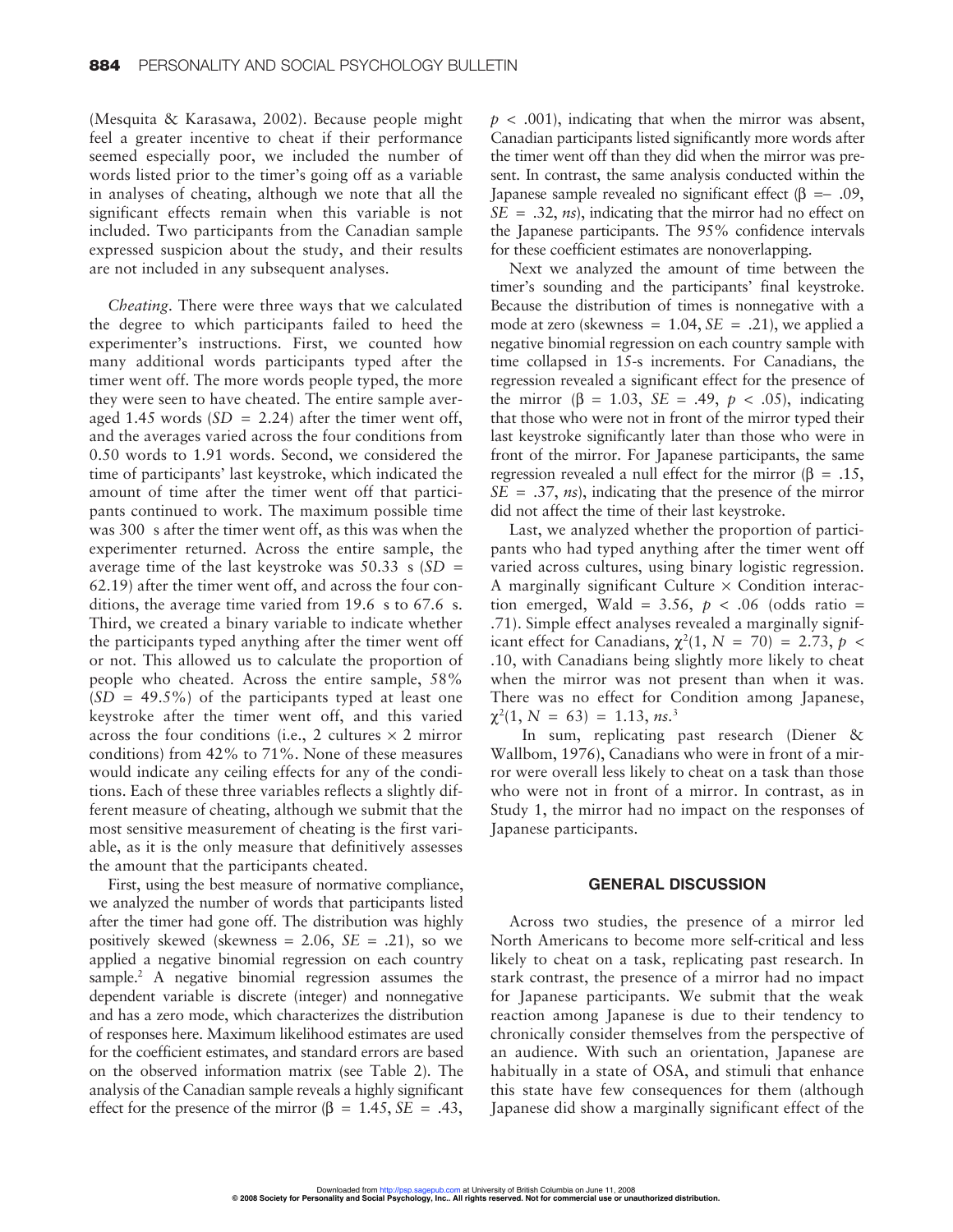(Mesquita & Karasawa, 2002). Because people might feel a greater incentive to cheat if their performance seemed especially poor, we included the number of words listed prior to the timer's going off as a variable in analyses of cheating, although we note that all the significant effects remain when this variable is not included. Two participants from the Canadian sample expressed suspicion about the study, and their results are not included in any subsequent analyses.

*Cheating*. There were three ways that we calculated the degree to which participants failed to heed the experimenter's instructions. First, we counted how many additional words participants typed after the timer went off. The more words people typed, the more they were seen to have cheated. The entire sample averaged 1.45 words ($SD$ = 2.24) after the timer went off, and the averages varied across the four conditions from 0.50 words to 1.91 words. Second, we considered the time of participants' last keystroke, which indicated the amount of time after the timer went off that participants continued to work. The maximum possible time was 300 s after the timer went off, as this was when the experimenter returned. Across the entire sample, the average time of the last keystroke was 50.33 s ($SD$ = 62.19) after the timer went off, and across the four conditions, the average time varied from 19.6 s to 67.6 s. Third, we created a binary variable to indicate whether the participants typed anything after the timer went off or not. This allowed us to calculate the proportion of people who cheated. Across the entire sample, 58% ($SD$ = 49.5%) of the participants typed at least one keystroke after the timer went off, and this varied across the four conditions (i.e., 2 cultures × 2 mirror conditions) from 42% to 71%. None of these measures would indicate any ceiling effects for any of the conditions. Each of these three variables reflects a slightly different measure of cheating, although we submit that the most sensitive measurement of cheating is the first variable, as it is the only measure that definitively assesses the amount that the participants cheated.

First, using the best measure of normative compliance, we analyzed the number of words that participants listed after the timer had gone off. The distribution was highly positively skewed (skewness = 2.06, $SE$ = .21), so we applied a negative binomial regression on each country sample.[2] A negative binomial regression assumes the dependent variable is discrete (integer) and nonnegative and has a zero mode, which characterizes the distribution of responses here. Maximum likelihood estimates are used for the coefficient estimates, and standard errors are based on the observed information matrix (see Table 2). The analysis of the Canadian sample reveals a highly significant effect for the presence of the mirror ($\beta$ = 1.45, $SE$ = .43, $p$ < .001), indicating that when the mirror was absent, Canadian participants listed significantly more words after the timer went off than they did when the mirror was present. In contrast, the same analysis conducted within the Japanese sample revealed no significant effect ($\beta$ = −.09, $SE$ = .32, *ns*), indicating that the mirror had no effect on the Japanese participants. The 95% confidence intervals for these coefficient estimates are nonoverlapping.

Next we analyzed the amount of time between the timer's sounding and the participants' final keystroke. Because the distribution of times is nonnegative with a mode at zero (skewness = 1.04, $SE$ = .21), we applied a negative binomial regression on each country sample with time collapsed in 15-s increments. For Canadians, the regression revealed a significant effect for the presence of the mirror ($\beta$ = 1.03, $SE$ = .49, $p$ < .05), indicating that those who were not in front of the mirror typed their last keystroke significantly later than those who were in front of the mirror. For Japanese participants, the same regression revealed a null effect for the mirror ($\beta$ = .15, $SE$ = .37, *ns*), indicating that the presence of the mirror did not affect the time of their last keystroke.

Last, we analyzed whether the proportion of participants who had typed anything after the timer went off varied across cultures, using binary logistic regression. A marginally significant Culture × Condition interaction emerged, Wald = 3.56, $p$ < .06 (odds ratio = .71). Simple effect analyses revealed a marginally significant effect for Canadians, $\chi^2(1, N = 70) = 2.73$, $p$ < .10, with Canadians being slightly more likely to cheat when the mirror was not present than when it was. There was no effect for Condition among Japanese, $\chi^2(1, N = 63) = 1.13$, *ns*.[3]

In sum, replicating past research (Diener & Wallbom, 1976), Canadians who were in front of a mirror were overall less likely to cheat on a task than those who were not in front of a mirror. In contrast, as in Study 1, the mirror had no impact on the responses of Japanese participants.

## GENERAL DISCUSSION

Across two studies, the presence of a mirror led North Americans to become more self-critical and less likely to cheat on a task, replicating past research. In stark contrast, the presence of a mirror had no impact for Japanese participants. We submit that the weak reaction among Japanese is due to their tendency to chronically consider themselves from the perspective of an audience. With such an orientation, Japanese are habitually in a state of OSA, and stimuli that enhance this state have few consequences for them (although Japanese did show a marginally significant effect of the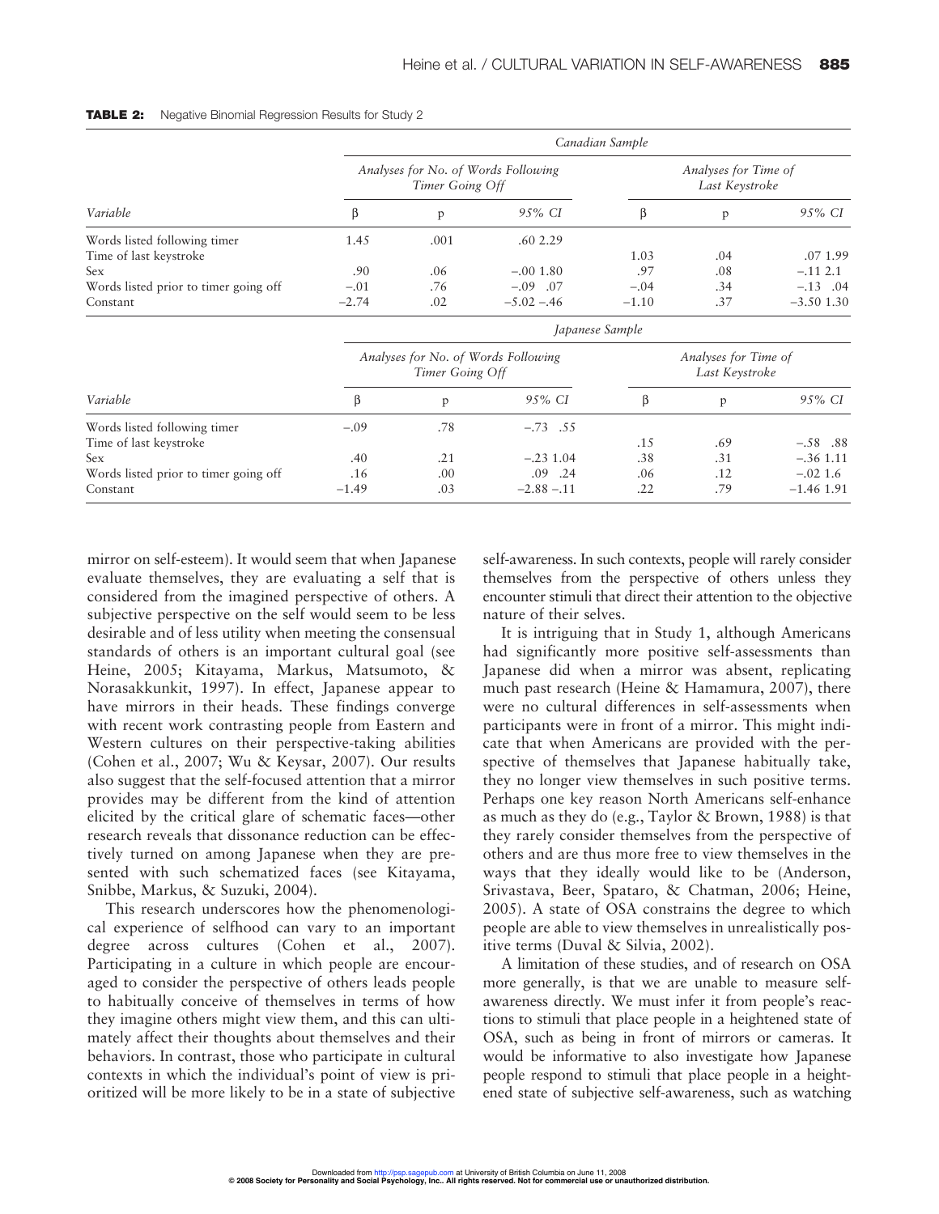**TABLE 2:** Negative Binomial Regression Results for Study 2

| | Canadian Sample | | | | | |
|---|---|---|---|---|---|---|
| | Analyses for No. of Words Following Timer Going Off | | | Analyses for Time of Last Keystroke | | |
| Variable | β | p | 95% CI | β | p | 95% CI |
| Words listed following timer | 1.45 | .001 | .60 2.29 | | | |
| Time of last keystroke | | | | 1.03 | .04 | .07 1.99 |
| Sex | .90 | .06 | –.00 1.80 | .97 | .08 | –.11 2.1 |
| Words listed prior to timer going off | –.01 | .76 | –.09 .07 | –.04 | .34 | –.13 .04 |
| Constant | –2.74 | .02 | –5.02 –.46 | –1.10 | .37 | –3.50 1.30 |
| | Japanese Sample | | | | | |
| | Analyses for No. of Words Following Timer Going Off | | | Analyses for Time of Last Keystroke | | |
| Variable | β | p | 95% CI | β | p | 95% CI |
| Words listed following timer | –.09 | .78 | –.73 .55 | | | |
| Time of last keystroke | | | | .15 | .69 | –.58 .88 |
| Sex | .40 | .21 | –.23 1.04 | .38 | .31 | –.36 1.11 |
| Words listed prior to timer going off | .16 | .00 | .09 .24 | .06 | .12 | –.02 1.6 |
| Constant | –1.49 | .03 | –2.88 –.11 | .22 | .79 | –1.46 1.91 |

mirror on self-esteem). It would seem that when Japanese evaluate themselves, they are evaluating a self that is considered from the imagined perspective of others. A subjective perspective on the self would seem to be less desirable and of less utility when meeting the consensual standards of others is an important cultural goal (see Heine, 2005; Kitayama, Markus, Matsumoto, & Norasakkunkit, 1997). In effect, Japanese appear to have mirrors in their heads. These findings converge with recent work contrasting people from Eastern and Western cultures on their perspective-taking abilities (Cohen et al., 2007; Wu & Keysar, 2007). Our results also suggest that the self-focused attention that a mirror provides may be different from the kind of attention elicited by the critical glare of schematic faces—other research reveals that dissonance reduction can be effectively turned on among Japanese when they are presented with such schematized faces (see Kitayama, Snibbe, Markus, & Suzuki, 2004).

This research underscores how the phenomenological experience of selfhood can vary to an important degree across cultures (Cohen et al., 2007). Participating in a culture in which people are encouraged to consider the perspective of others leads people to habitually conceive of themselves in terms of how they imagine others might view them, and this can ultimately affect their thoughts about themselves and their behaviors. In contrast, those who participate in cultural contexts in which the individual's point of view is prioritized will be more likely to be in a state of subjective self-awareness. In such contexts, people will rarely consider themselves from the perspective of others unless they encounter stimuli that direct their attention to the objective nature of their selves.

It is intriguing that in Study 1, although Americans had significantly more positive self-assessments than Japanese did when a mirror was absent, replicating much past research (Heine & Hamamura, 2007), there were no cultural differences in self-assessments when participants were in front of a mirror. This might indicate that when Americans are provided with the perspective of themselves that Japanese habitually take, they no longer view themselves in such positive terms. Perhaps one key reason North Americans self-enhance as much as they do (e.g., Taylor & Brown, 1988) is that they rarely consider themselves from the perspective of others and are thus more free to view themselves in the ways that they ideally would like to be (Anderson, Srivastava, Beer, Spataro, & Chatman, 2006; Heine, 2005). A state of OSA constrains the degree to which people are able to view themselves in unrealistically positive terms (Duval & Silvia, 2002).

A limitation of these studies, and of research on OSA more generally, is that we are unable to measure self-awareness directly. We must infer it from people's reactions to stimuli that place people in a heightened state of OSA, such as being in front of mirrors or cameras. It would be informative to also investigate how Japanese people respond to stimuli that place people in a heightened state of subjective self-awareness, such as watching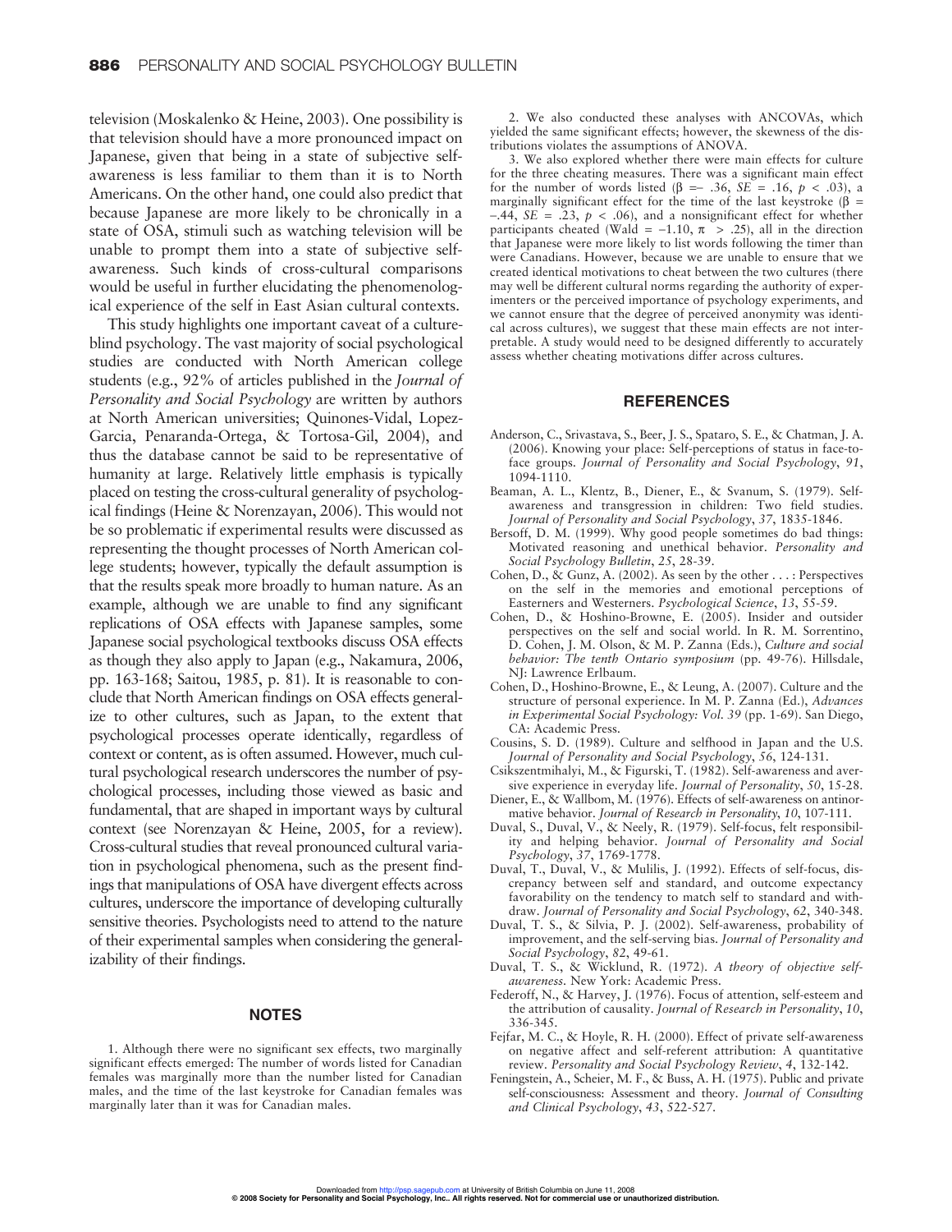television (Moskalenko & Heine, 2003). One possibility is that television should have a more pronounced impact on Japanese, given that being in a state of subjective self-awareness is less familiar to them than it is to North Americans. On the other hand, one could also predict that because Japanese are more likely to be chronically in a state of OSA, stimuli such as watching television will be unable to prompt them into a state of subjective self-awareness. Such kinds of cross-cultural comparisons would be useful in further elucidating the phenomenological experience of the self in East Asian cultural contexts.

This study highlights one important caveat of a culture-blind psychology. The vast majority of social psychological studies are conducted with North American college students (e.g., 92% of articles published in the *Journal of Personality and Social Psychology* are written by authors at North American universities; Quinones-Vidal, Lopez-Garcia, Penaranda-Ortega, & Tortosa-Gil, 2004), and thus the database cannot be said to be representative of humanity at large. Relatively little emphasis is typically placed on testing the cross-cultural generality of psychological findings (Heine & Norenzayan, 2006). This would not be so problematic if experimental results were discussed as representing the thought processes of North American college students; however, typically the default assumption is that the results speak more broadly to human nature. As an example, although we are unable to find any significant replications of OSA effects with Japanese samples, some Japanese social psychological textbooks discuss OSA effects as though they also apply to Japan (e.g., Nakamura, 2006, pp. 163-168; Saitou, 1985, p. 81). It is reasonable to conclude that North American findings on OSA effects generalize to other cultures, such as Japan, to the extent that psychological processes operate identically, regardless of context or content, as is often assumed. However, much cultural psychological research underscores the number of psychological processes, including those viewed as basic and fundamental, that are shaped in important ways by cultural context (see Norenzayan & Heine, 2005, for a review). Cross-cultural studies that reveal pronounced cultural variation in psychological phenomena, such as the present findings that manipulations of OSA have divergent effects across cultures, underscore the importance of developing culturally sensitive theories. Psychologists need to attend to the nature of their experimental samples when considering the generalizability of their findings.

## NOTES

1. Although there were no significant sex effects, two marginally significant effects emerged: The number of words listed for Canadian females was marginally more than the number listed for Canadian males, and the time of the last keystroke for Canadian females was marginally later than it was for Canadian males.

2. We also conducted these analyses with ANCOVAs, which yielded the same significant effects; however, the skewness of the distributions violates the assumptions of ANOVA.

3. We also explored whether there were main effects for culture for the three cheating measures. There was a significant main effect for the number of words listed ($\beta = -.36$, $SE = .16$, $p < .03$), a marginally significant effect for the time of the last keystroke ($\beta = -.44$, $SE = .23$, $p < .06$), and a nonsignificant effect for whether participants cheated (Wald $= -1.10$, $\pi > .25$), all in the direction that Japanese were more likely to list words following the timer than were Canadians. However, because we are unable to ensure that we created identical motivations to cheat between the two cultures (there may well be different cultural norms regarding the authority of experimenters or the perceived importance of psychology experiments, and we cannot ensure that the degree of perceived anonymity was identical across cultures), we suggest that these main effects are not interpretable. A study would need to be designed differently to accurately assess whether cheating motivations differ across cultures.

## REFERENCES

Anderson, C., Srivastava, S., Beer, J. S., Spataro, S. E., & Chatman, J. A. (2006). Knowing your place: Self-perceptions of status in face-to-face groups. *Journal of Personality and Social Psychology*, *91*, 1094-1110.

Beaman, A. L., Klentz, B., Diener, E., & Svanum, S. (1979). Self-awareness and transgression in children: Two field studies. *Journal of Personality and Social Psychology*, *37*, 1835-1846.

Bersoff, D. M. (1999). Why good people sometimes do bad things: Motivated reasoning and unethical behavior. *Personality and Social Psychology Bulletin*, *25*, 28-39.

Cohen, D., & Gunz, A. (2002). As seen by the other . . . : Perspectives on the self in the memories and emotional perceptions of Easterners and Westerners. *Psychological Science*, *13*, 55-59.

Cohen, D., & Hoshino-Browne, E. (2005). Insider and outsider perspectives on the self and social world. In R. M. Sorrentino, D. Cohen, J. M. Olson, & M. P. Zanna (Eds.), *Culture and social behavior: The tenth Ontario symposium* (pp. 49-76). Hillsdale, NJ: Lawrence Erlbaum.

Cohen, D., Hoshino-Browne, E., & Leung, A. (2007). Culture and the structure of personal experience. In M. P. Zanna (Ed.), *Advances in Experimental Social Psychology: Vol. 39* (pp. 1-69). San Diego, CA: Academic Press.

Cousins, S. D. (1989). Culture and selfhood in Japan and the U.S. *Journal of Personality and Social Psychology*, *56*, 124-131.

Csikszentmihalyi, M., & Figurski, T. (1982). Self-awareness and aversive experience in everyday life. *Journal of Personality*, *50*, 15-28.

Diener, E., & Wallbom, M. (1976). Effects of self-awareness on antinormative behavior. *Journal of Research in Personality*, *10*, 107-111.

Duval, S., Duval, V., & Neely, R. (1979). Self-focus, felt responsibility and helping behavior. *Journal of Personality and Social Psychology*, *37*, 1769-1778.

Duval, T., Duval, V., & Mulilis, J. (1992). Effects of self-focus, discrepancy between self and standard, and outcome expectancy favorability on the tendency to match self to standard and withdraw. *Journal of Personality and Social Psychology*, *62*, 340-348.

Duval, T. S., & Silvia, P. J. (2002). Self-awareness, probability of improvement, and the self-serving bias. *Journal of Personality and Social Psychology*, *82*, 49-61.

Duval, T. S., & Wicklund, R. (1972). *A theory of objective self-awareness*. New York: Academic Press.

Federoff, N., & Harvey, J. (1976). Focus of attention, self-esteem and the attribution of causality. *Journal of Research in Personality*, *10*, 336-345.

Fejfar, M. C., & Hoyle, R. H. (2000). Effect of private self-awareness on negative affect and self-referent attribution: A quantitative review. *Personality and Social Psychology Review*, *4*, 132-142.

Feningstein, A., Scheier, M. F., & Buss, A. H. (1975). Public and private self-consciousness: Assessment and theory. *Journal of Consulting and Clinical Psychology*, *43*, 522-527.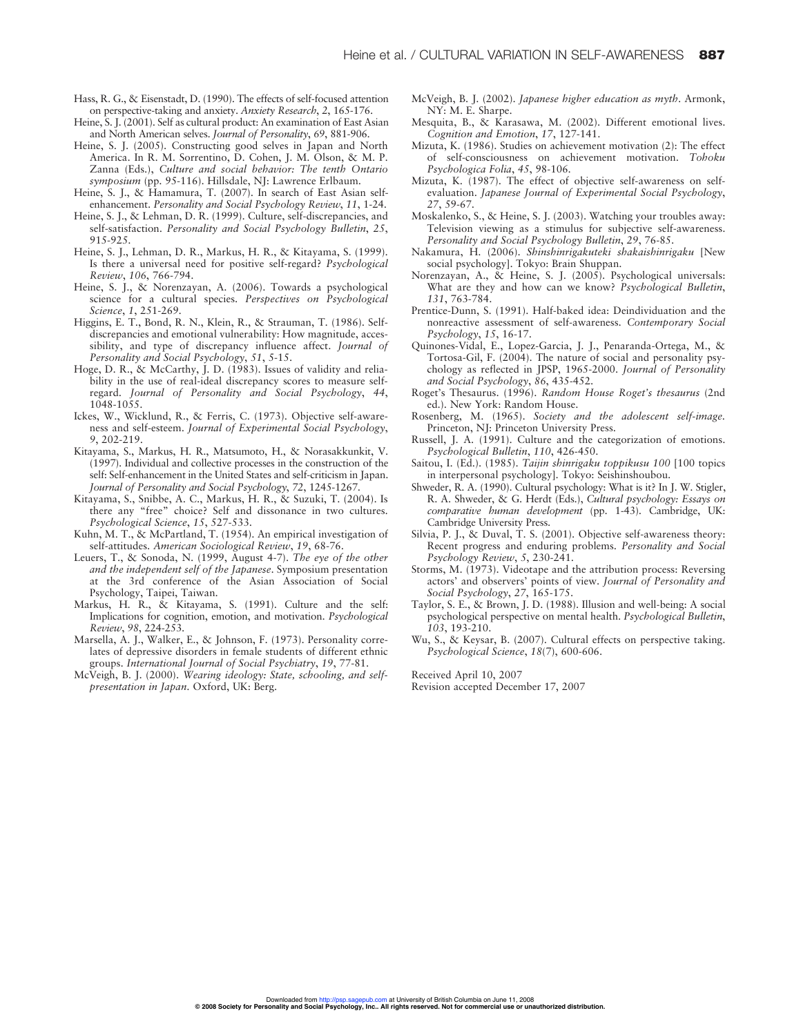Hass, R. G., & Eisenstadt, D. (1990). The effects of self-focused attention on perspective-taking and anxiety. *Anxiety Research*, *2*, 165-176.

Heine, S. J. (2001). Self as cultural product: An examination of East Asian and North American selves. *Journal of Personality*, *69*, 881-906.

Heine, S. J. (2005). Constructing good selves in Japan and North America. In R. M. Sorrentino, D. Cohen, J. M. Olson, & M. P. Zanna (Eds.), *Culture and social behavior: The tenth Ontario symposium* (pp. 95-116). Hillsdale, NJ: Lawrence Erlbaum.

Heine, S. J., & Hamamura, T. (2007). In search of East Asian self-enhancement. *Personality and Social Psychology Review*, *11*, 1-24.

Heine, S. J., & Lehman, D. R. (1999). Culture, self-discrepancies, and self-satisfaction. *Personality and Social Psychology Bulletin*, *25*, 915-925.

Heine, S. J., Lehman, D. R., Markus, H. R., & Kitayama, S. (1999). Is there a universal need for positive self-regard? *Psychological Review*, *106*, 766-794.

Heine, S. J., & Norenzayan, A. (2006). Towards a psychological science for a cultural species. *Perspectives on Psychological Science*, *1*, 251-269.

Higgins, E. T., Bond, R. N., Klein, R., & Strauman, T. (1986). Self-discrepancies and emotional vulnerability: How magnitude, accessibility, and type of discrepancy influence affect. *Journal of Personality and Social Psychology*, *51*, 5-15.

Hoge, D. R., & McCarthy, J. D. (1983). Issues of validity and reliability in the use of real-ideal discrepancy scores to measure self-regard. *Journal of Personality and Social Psychology*, *44*, 1048-1055.

Ickes, W., Wicklund, R., & Ferris, C. (1973). Objective self-awareness and self-esteem. *Journal of Experimental Social Psychology*, *9*, 202-219.

Kitayama, S., Markus, H. R., Matsumoto, H., & Norasakkunkit, V. (1997). Individual and collective processes in the construction of the self: Self-enhancement in the United States and self-criticism in Japan. *Journal of Personality and Social Psychology*, *72*, 1245-1267.

Kitayama, S., Snibbe, A. C., Markus, H. R., & Suzuki, T. (2004). Is there any "free" choice? Self and dissonance in two cultures. *Psychological Science*, *15*, 527-533.

Kuhn, M. T., & McPartland, T. (1954). An empirical investigation of self-attitudes. *American Sociological Review*, *19*, 68-76.

Leuers, T., & Sonoda, N. (1999, August 4-7). *The eye of the other and the independent self of the Japanese*. Symposium presentation at the 3rd conference of the Asian Association of Social Psychology, Taipei, Taiwan.

Markus, H. R., & Kitayama, S. (1991). Culture and the self: Implications for cognition, emotion, and motivation. *Psychological Review*, *98*, 224-253.

Marsella, A. J., Walker, E., & Johnson, F. (1973). Personality correlates of depressive disorders in female students of different ethnic groups. *International Journal of Social Psychiatry*, *19*, 77-81.

McVeigh, B. J. (2000). *Wearing ideology: State, schooling, and self-presentation in Japan*. Oxford, UK: Berg.

McVeigh, B. J. (2002). *Japanese higher education as myth*. Armonk, NY: M. E. Sharpe.

Mesquita, B., & Karasawa, M. (2002). Different emotional lives. *Cognition and Emotion*, *17*, 127-141.

Mizuta, K. (1986). Studies on achievement motivation (2): The effect of self-consciousness on achievement motivation. *Tohoku Psychologica Folia*, *45*, 98-106.

Mizuta, K. (1987). The effect of objective self-awareness on self-evaluation. *Japanese Journal of Experimental Social Psychology*, *27*, 59-67.

Moskalenko, S., & Heine, S. J. (2003). Watching your troubles away: Television viewing as a stimulus for subjective self-awareness. *Personality and Social Psychology Bulletin*, *29*, 76-85.

Nakamura, H. (2006). *Shinshinrigakuteki shakaishinrigaku* [New social psychology]. Tokyo: Brain Shuppan.

Norenzayan, A., & Heine, S. J. (2005). Psychological universals: What are they and how can we know? *Psychological Bulletin*, *131*, 763-784.

Prentice-Dunn, S. (1991). Half-baked idea: Deindividuation and the nonreactive assessment of self-awareness. *Contemporary Social Psychology*, *15*, 16-17.

Quinones-Vidal, E., Lopez-Garcia, J. J., Penaranda-Ortega, M., & Tortosa-Gil, F. (2004). The nature of social and personality psychology as reflected in JPSP, 1965-2000. *Journal of Personality and Social Psychology*, *86*, 435-452.

Roget's Thesaurus. (1996). *Random House Roget's thesaurus* (2nd ed.). New York: Random House.

Rosenberg, M. (1965). *Society and the adolescent self-image*. Princeton, NJ: Princeton University Press.

Russell, J. A. (1991). Culture and the categorization of emotions. *Psychological Bulletin*, *110*, 426-450.

Saitou, I. (Ed.). (1985). *Taijin shinrigaku toppikusu 100* [100 topics in interpersonal psychology]. Tokyo: Seishinshoubou.

Shweder, R. A. (1990). Cultural psychology: What is it? In J. W. Stigler, R. A. Shweder, & G. Herdt (Eds.), *Cultural psychology: Essays on comparative human development* (pp. 1-43). Cambridge, UK: Cambridge University Press.

Silvia, P. J., & Duval, T. S. (2001). Objective self-awareness theory: Recent progress and enduring problems. *Personality and Social Psychology Review*, *5*, 230-241.

Storms, M. (1973). Videotape and the attribution process: Reversing actors' and observers' points of view. *Journal of Personality and Social Psychology*, *27*, 165-175.

Taylor, S. E., & Brown, J. D. (1988). Illusion and well-being: A social psychological perspective on mental health. *Psychological Bulletin*, *103*, 193-210.

Wu, S., & Keysar, B. (2007). Cultural effects on perspective taking. *Psychological Science*, *18*(7), 600-606.

Received April 10, 2007
Revision accepted December 17, 2007